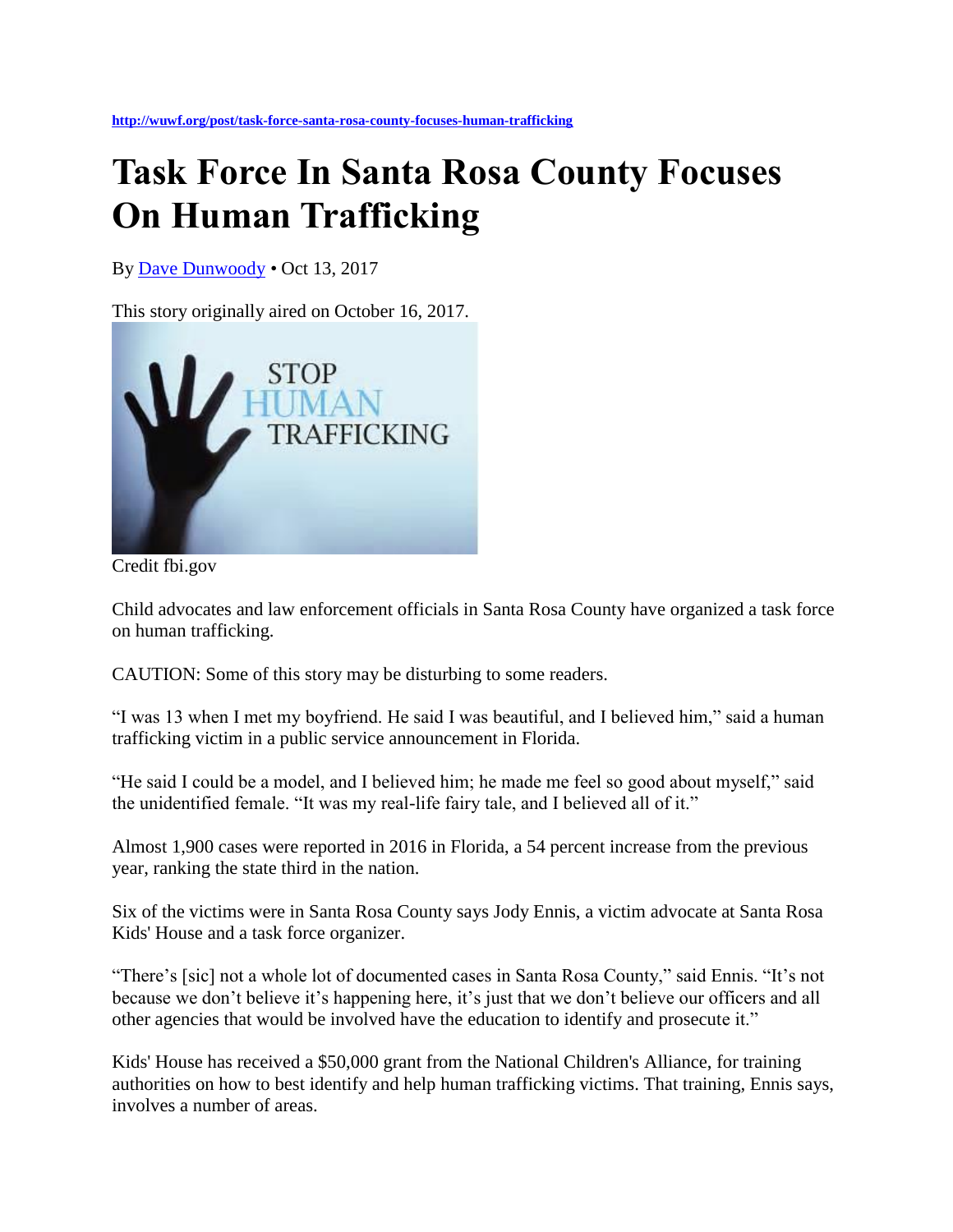http://wuwf.org/post/task-force-santa-rosa-county-focuses-human-trafficking

# Task Force In Santa Rosa County Focuses On Human Trafficking

By Dave Dunwoody • Oct 13, 2017

This story originally aired on October 16, 2017.

Credit fbi.gov

Child advocates and law enforcement officials in Santa Rosa County have organized a task force on human trafficking.

CAUTION: Some of this story may be disturbing to some readers.

"I was 13 when I met my boyfriend. He said I was beautiful, and I believed him," said a human trafficking victim in a public service announcement in Florida.

"He said I could be a model, and I believed him; he made me feel so good about myself," said the unidentified female. "It was my real-life fairy tale, and I believed all of it."

Almost 1,900 cases were reported in 2016 in Florida, a 54 percent increase from the previous year, ranking the state third in the nation.

Six of the victims were in Santa Rosa County says Jody Ennis, a victim advocate at Santa Rosa Kids' House and a task force organizer.

"There's [sic] not a whole lot of documented cases in Santa Rosa County," said Ennis. "It's not because we don't believe it's happening here, it's just that we don't believe our officers and all other agencies that would be involved have the education to identify and prosecute it."

Kids' House has received a $50,000 grant from the National Children's Alliance, for training authorities on how to best identify and help human trafficking victims. That training, Ennis says, involves a number of areas.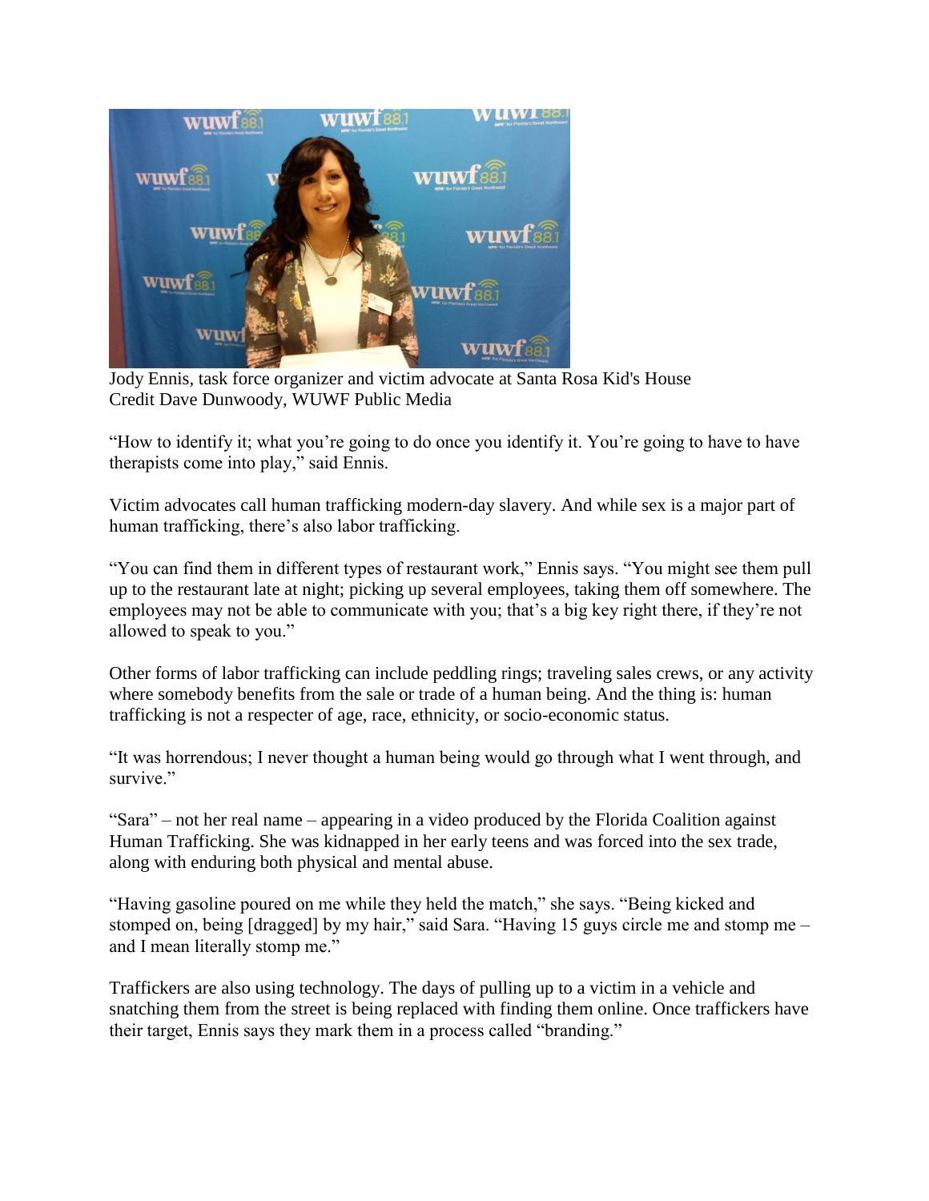Jody Ennis, task force organizer and victim advocate at Santa Rosa Kid's House
Credit Dave Dunwoody, WUWF Public Media

"How to identify it; what you're going to do once you identify it. You're going to have to have therapists come into play," said Ennis.

Victim advocates call human trafficking modern-day slavery. And while sex is a major part of human trafficking, there's also labor trafficking.

"You can find them in different types of restaurant work," Ennis says. "You might see them pull up to the restaurant late at night; picking up several employees, taking them off somewhere. The employees may not be able to communicate with you; that's a big key right there, if they're not allowed to speak to you."

Other forms of labor trafficking can include peddling rings; traveling sales crews, or any activity where somebody benefits from the sale or trade of a human being. And the thing is: human trafficking is not a respecter of age, race, ethnicity, or socio-economic status.

"It was horrendous; I never thought a human being would go through what I went through, and survive."

"Sara" – not her real name – appearing in a video produced by the Florida Coalition against Human Trafficking. She was kidnapped in her early teens and was forced into the sex trade, along with enduring both physical and mental abuse.

"Having gasoline poured on me while they held the match," she says. "Being kicked and stomped on, being [dragged] by my hair," said Sara. "Having 15 guys circle me and stomp me – and I mean literally stomp me."

Traffickers are also using technology. The days of pulling up to a victim in a vehicle and snatching them from the street is being replaced with finding them online. Once traffickers have their target, Ennis says they mark them in a process called "branding."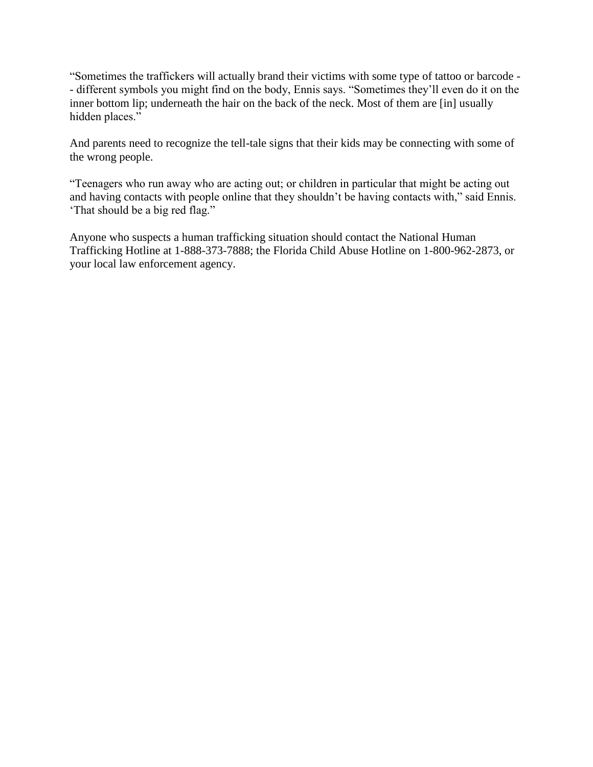“Sometimes the traffickers will actually brand their victims with some type of tattoo or barcode -- different symbols you might find on the body, Ennis says. “Sometimes they’ll even do it on the inner bottom lip; underneath the hair on the back of the neck. Most of them are [in] usually hidden places.”

And parents need to recognize the tell-tale signs that their kids may be connecting with some of the wrong people.

“Teenagers who run away who are acting out; or children in particular that might be acting out and having contacts with people online that they shouldn’t be having contacts with,” said Ennis. ‘That should be a big red flag.”

Anyone who suspects a human trafficking situation should contact the National Human Trafficking Hotline at 1-888-373-7888; the Florida Child Abuse Hotline on 1-800-962-2873, or your local law enforcement agency.